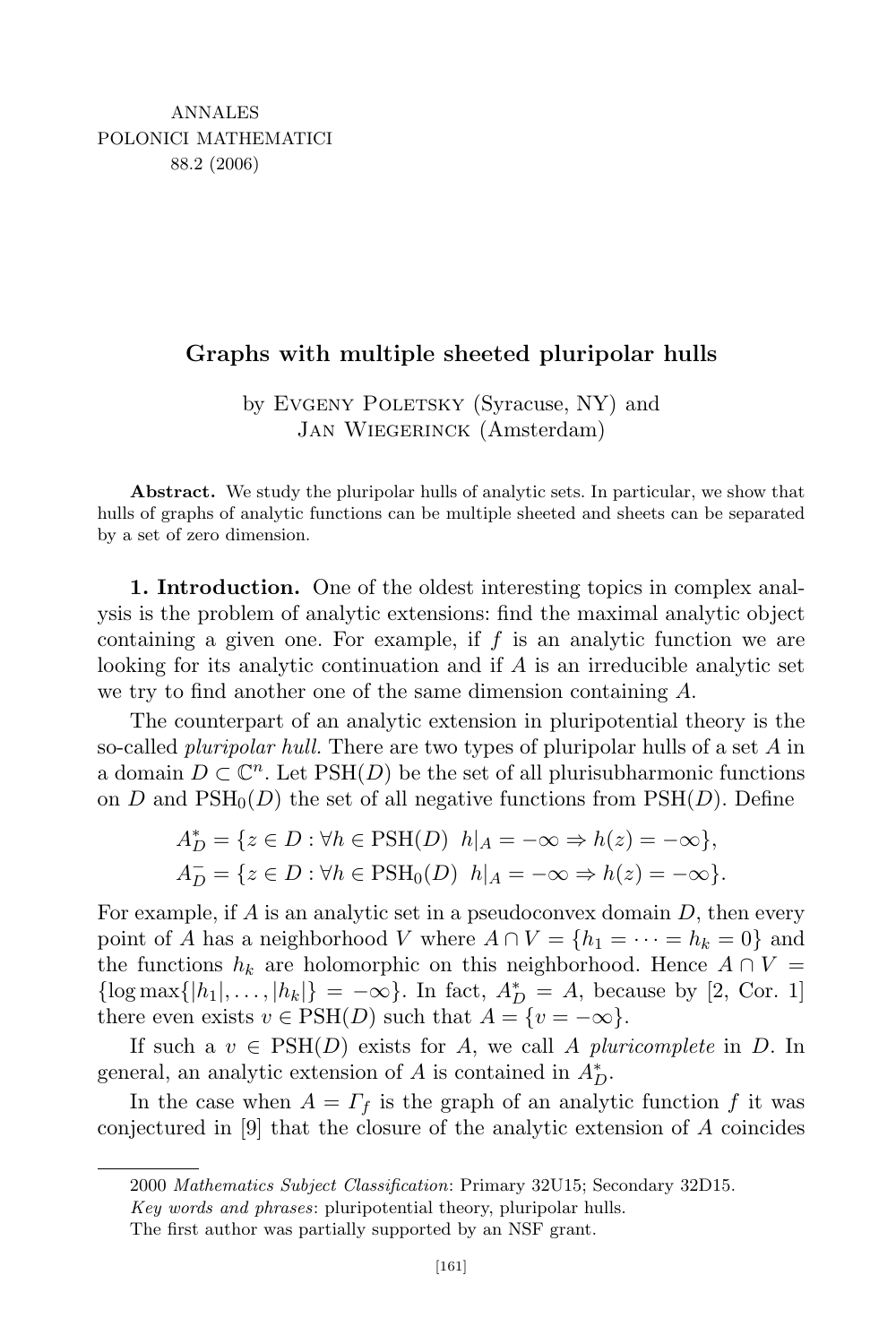# Graphs with multiple sheeted pluripolar hulls

by Evgeny Poletsky (Syracuse, NY) and Jan Wiegerinck (Amsterdam)

**Abstract.** We study the pluripolar hulls of analytic sets. In particular, we show that hulls of graphs of analytic functions can be multiple sheeted and sheets can be separated by a set of zero dimension.

**1. Introduction.** One of the oldest interesting topics in complex analysis is the problem of analytic extensions: find the maximal analytic object containing a given one. For example, if $f$ is an analytic function we are looking for its analytic continuation and if $A$ is an irreducible analytic set we try to find another one of the same dimension containing $A$.

The counterpart of an analytic extension in pluripotential theory is the so-called *pluripolar hull.* There are two types of pluripolar hulls of a set $A$ in a domain $D \subset \mathbb{C}^n$. Let $\mathrm{PSH}(D)$ be the set of all plurisubharmonic functions on $D$ and $\mathrm{PSH}_0(D)$ the set of all negative functions from $\mathrm{PSH}(D)$. Define

$$A^*_D = \{z \in D : \forall h \in \mathrm{PSH}(D) \ \ h|_A = -\infty \Rightarrow h(z) = -\infty\},$$
$$A^-_D = \{z \in D : \forall h \in \mathrm{PSH}_0(D) \ \ h|_A = -\infty \Rightarrow h(z) = -\infty\}.$$

For example, if $A$ is an analytic set in a pseudoconvex domain $D$, then every point of $A$ has a neighborhood $V$ where $A \cap V = \{h_1 = \cdots = h_k = 0\}$ and the functions $h_k$ are holomorphic on this neighborhood. Hence $A \cap V = \{\log \max\{|h_1|, \ldots, |h_k|\} = -\infty\}$. In fact, $A^*_D = A$, because by [2, Cor. 1] there even exists $v \in \mathrm{PSH}(D)$ such that $A = \{v = -\infty\}$.

If such a $v \in \mathrm{PSH}(D)$ exists for $A$, we call $A$ *pluricomplete* in $D$. In general, an analytic extension of $A$ is contained in $A^*_D$.

In the case when $A = \Gamma_f$ is the graph of an analytic function $f$ it was conjectured in [9] that the closure of the analytic extension of $A$ coincides

---

2000 *Mathematics Subject Classification*: Primary 32U15; Secondary 32D15.

*Key words and phrases*: pluripotential theory, pluripolar hulls.

The first author was partially supported by an NSF grant.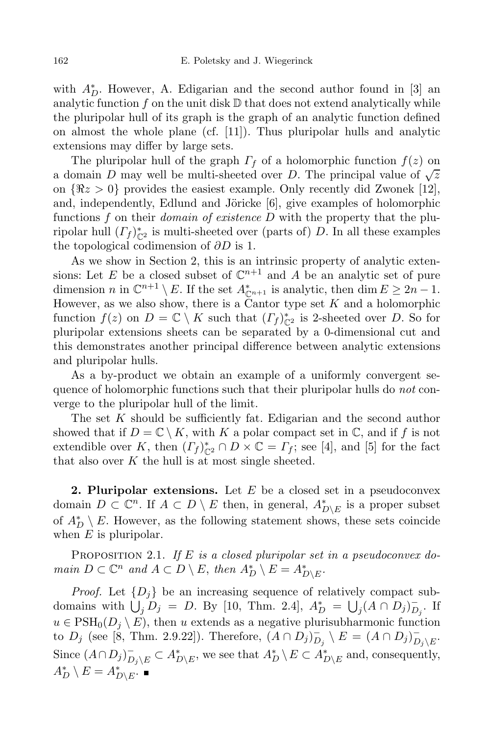with $A^*_D$. However, A. Edigarian and the second author found in [3] an analytic function $f$ on the unit disk $\mathbb{D}$ that does not extend analytically while the pluripolar hull of its graph is the graph of an analytic function defined on almost the whole plane (cf. [11]). Thus pluripolar hulls and analytic extensions may differ by large sets.

The pluripolar hull of the graph $\Gamma_f$ of a holomorphic function $f(z)$ on a domain $D$ may well be multi-sheeted over $D$. The principal value of $\sqrt{z}$ on $\{\Re z > 0\}$ provides the easiest example. Only recently did Zwonek [12], and, independently, Edlund and Jöricke [6], give examples of holomorphic functions $f$ on their *domain of existence* $D$ with the property that the pluripolar hull $(\Gamma_f)^*_{\mathbb{C}^2}$ is multi-sheeted over (parts of) $D$. In all these examples the topological codimension of $\partial D$ is 1.

As we show in Section 2, this is an intrinsic property of analytic extensions: Let $E$ be a closed subset of $\mathbb{C}^{n+1}$ and $A$ be an analytic set of pure dimension $n$ in $\mathbb{C}^{n+1} \setminus E$. If the set $A^*_{\mathbb{C}^{n+1}}$ is analytic, then $\dim E \geq 2n - 1$. However, as we also show, there is a Cantor type set $K$ and a holomorphic function $f(z)$ on $D = \mathbb{C} \setminus K$ such that $(\Gamma_f)^*_{\mathbb{C}^2}$ is 2-sheeted over $D$. So for pluripolar extensions sheets can be separated by a 0-dimensional cut and this demonstrates another principal difference between analytic extensions and pluripolar hulls.

As a by-product we obtain an example of a uniformly convergent sequence of holomorphic functions such that their pluripolar hulls do *not* converge to the pluripolar hull of the limit.

The set $K$ should be sufficiently fat. Edigarian and the second author showed that if $D = \mathbb{C} \setminus K$, with $K$ a polar compact set in $\mathbb{C}$, and if $f$ is not extendible over $K$, then $(\Gamma_f)^*_{\mathbb{C}^2} \cap D \times \mathbb{C} = \Gamma_f$; see [4], and [5] for the fact that also over $K$ the hull is at most single sheeted.

**2. Pluripolar extensions.** Let $E$ be a closed set in a pseudoconvex domain $D \subset \mathbb{C}^n$. If $A \subset D \setminus E$ then, in general, $A^*_{D\setminus E}$ is a proper subset of $A^*_D \setminus E$. However, as the following statement shows, these sets coincide when $E$ is pluripolar.

Proposition 2.1. *If $E$ is a closed pluripolar set in a pseudoconvex domain $D \subset \mathbb{C}^n$ and $A \subset D \setminus E$, then $A^*_D \setminus E = A^*_{D\setminus E}$.*

*Proof.* Let $\{D_j\}$ be an increasing sequence of relatively compact subdomains with $\bigcup_j D_j = D$. By [10, Thm. 2.4], $A^*_D = \bigcup_j (A \cap D_j)^-_{D_j}$. If $u \in \mathrm{PSH}_0(D_j \setminus E)$, then $u$ extends as a negative plurisubharmonic function to $D_j$ (see [8, Thm. 2.9.22]). Therefore, $(A \cap D_j)^-_{D_j} \setminus E = (A \cap D_j)^-_{D_j\setminus E}$. Since $(A \cap D_j)^-_{D_j\setminus E} \subset A^*_{D\setminus E}$, we see that $A^*_D \setminus E \subset A^*_{D\setminus E}$ and, consequently, $A^*_D \setminus E = A^*_{D\setminus E}$. ∎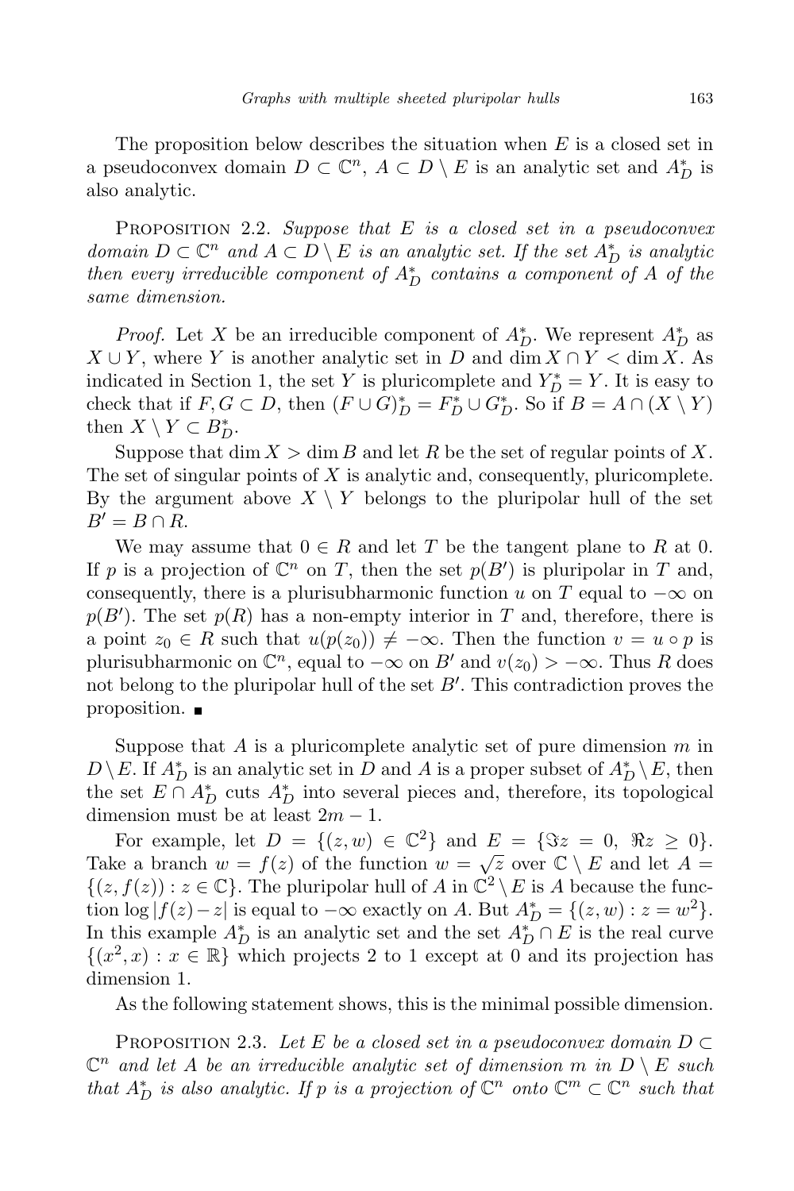The proposition below describes the situation when $E$ is a closed set in a pseudoconvex domain $D \subset \mathbb{C}^n$, $A \subset D \setminus E$ is an analytic set and $A^*_D$ is also analytic.

PROPOSITION 2.2. *Suppose that $E$ is a closed set in a pseudoconvex domain $D \subset \mathbb{C}^n$ and $A \subset D \setminus E$ is an analytic set. If the set $A^*_D$ is analytic then every irreducible component of $A^*_D$ contains a component of $A$ of the same dimension.*

*Proof.* Let $X$ be an irreducible component of $A^*_D$. We represent $A^*_D$ as $X \cup Y$, where $Y$ is another analytic set in $D$ and $\dim X \cap Y < \dim X$. As indicated in Section 1, the set $Y$ is pluricomplete and $Y^*_D = Y$. It is easy to check that if $F, G \subset D$, then $(F \cup G)^*_D = F^*_D \cup G^*_D$. So if $B = A \cap (X \setminus Y)$ then $X \setminus Y \subset B^*_D$.

Suppose that $\dim X > \dim B$ and let $R$ be the set of regular points of $X$. The set of singular points of $X$ is analytic and, consequently, pluricomplete. By the argument above $X \setminus Y$ belongs to the pluripolar hull of the set $B' = B \cap R$.

We may assume that $0 \in R$ and let $T$ be the tangent plane to $R$ at 0. If $p$ is a projection of $\mathbb{C}^n$ on $T$, then the set $p(B')$ is pluripolar in $T$ and, consequently, there is a plurisubharmonic function $u$ on $T$ equal to $-\infty$ on $p(B')$. The set $p(R)$ has a non-empty interior in $T$ and, therefore, there is a point $z_0 \in R$ such that $u(p(z_0)) \neq -\infty$. Then the function $v = u \circ p$ is plurisubharmonic on $\mathbb{C}^n$, equal to $-\infty$ on $B'$ and $v(z_0) > -\infty$. Thus $R$ does not belong to the pluripolar hull of the set $B'$. This contradiction proves the proposition. ∎

Suppose that $A$ is a pluricomplete analytic set of pure dimension $m$ in $D \setminus E$. If $A^*_D$ is an analytic set in $D$ and $A$ is a proper subset of $A^*_D \setminus E$, then the set $E \cap A^*_D$ cuts $A^*_D$ into several pieces and, therefore, its topological dimension must be at least $2m - 1$.

For example, let $D = \{(z, w) \in \mathbb{C}^2\}$ and $E = \{\Im z = 0,\ \Re z \geq 0\}$. Take a branch $w = f(z)$ of the function $w = \sqrt{z}$ over $\mathbb{C} \setminus E$ and let $A = \{(z, f(z)) : z \in \mathbb{C}\}$. The pluripolar hull of $A$ in $\mathbb{C}^2 \setminus E$ is $A$ because the function $\log|f(z) - z|$ is equal to $-\infty$ exactly on $A$. But $A^*_D = \{(z, w) : z = w^2\}$. In this example $A^*_D$ is an analytic set and the set $A^*_D \cap E$ is the real curve $\{(x^2, x) : x \in \mathbb{R}\}$ which projects 2 to 1 except at 0 and its projection has dimension 1.

As the following statement shows, this is the minimal possible dimension.

PROPOSITION 2.3. *Let $E$ be a closed set in a pseudoconvex domain $D \subset \mathbb{C}^n$ and let $A$ be an irreducible analytic set of dimension $m$ in $D \setminus E$ such that $A^*_D$ is also analytic. If $p$ is a projection of $\mathbb{C}^n$ onto $\mathbb{C}^m \subset \mathbb{C}^n$ such that*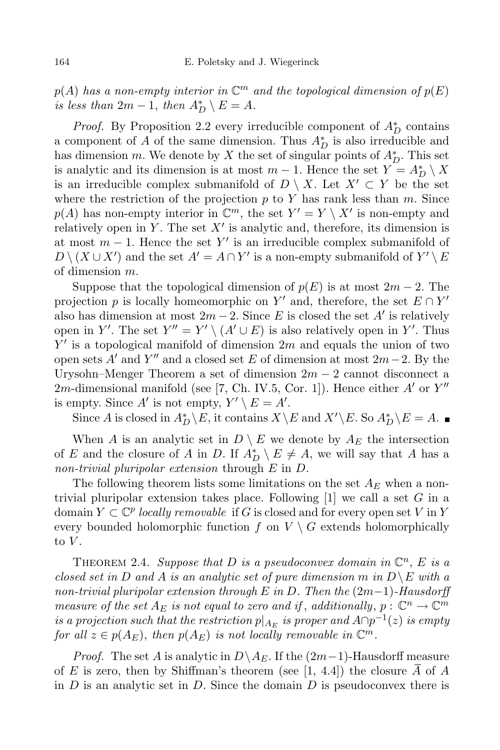*$p(A)$ has a non-empty interior in $\mathbb{C}^m$ and the topological dimension of $p(E)$ is less than $2m-1$, then $A^*_D \setminus E = A$.*

*Proof.* By Proposition 2.2 every irreducible component of $A^*_D$ contains a component of $A$ of the same dimension. Thus $A^*_D$ is also irreducible and has dimension $m$. We denote by $X$ the set of singular points of $A^*_D$. This set is analytic and its dimension is at most $m-1$. Hence the set $Y = A^*_D \setminus X$ is an irreducible complex submanifold of $D \setminus X$. Let $X' \subset Y$ be the set where the restriction of the projection $p$ to $Y$ has rank less than $m$. Since $p(A)$ has non-empty interior in $\mathbb{C}^m$, the set $Y' = Y \setminus X'$ is non-empty and relatively open in $Y$. The set $X'$ is analytic and, therefore, its dimension is at most $m-1$. Hence the set $Y'$ is an irreducible complex submanifold of $D \setminus (X \cup X')$ and the set $A' = A \cap Y'$ is a non-empty submanifold of $Y' \setminus E$ of dimension $m$.

Suppose that the topological dimension of $p(E)$ is at most $2m-2$. The projection $p$ is locally homeomorphic on $Y'$ and, therefore, the set $E \cap Y'$ also has dimension at most $2m-2$. Since $E$ is closed the set $A'$ is relatively open in $Y'$. The set $Y'' = Y' \setminus (A' \cup E)$ is also relatively open in $Y'$. Thus $Y'$ is a topological manifold of dimension $2m$ and equals the union of two open sets $A'$ and $Y''$ and a closed set $E$ of dimension at most $2m-2$. By the Urysohn–Menger Theorem a set of dimension $2m-2$ cannot disconnect a $2m$-dimensional manifold (see [7, Ch. IV.5, Cor. 1]). Hence either $A'$ or $Y''$ is empty. Since $A'$ is not empty, $Y' \setminus E = A'$.

Since $A$ is closed in $A^*_D \setminus E$, it contains $X \setminus E$ and $X' \setminus E$. So $A^*_D \setminus E = A$. ∎

When $A$ is an analytic set in $D \setminus E$ we denote by $A_E$ the intersection of $E$ and the closure of $A$ in $D$. If $A^*_D \setminus E \neq A$, we will say that $A$ has a *non-trivial pluripolar extension* through $E$ in $D$.

The following theorem lists some limitations on the set $A_E$ when a non-trivial pluripolar extension takes place. Following [1] we call a set $G$ in a domain $Y \subset \mathbb{C}^p$ *locally removable* if $G$ is closed and for every open set $V$ in $Y$ every bounded holomorphic function $f$ on $V \setminus G$ extends holomorphically to $V$.

THEOREM 2.4. *Suppose that $D$ is a pseudoconvex domain in $\mathbb{C}^n$, $E$ is a closed set in $D$ and $A$ is an analytic set of pure dimension $m$ in $D \setminus E$ with a non-trivial pluripolar extension through $E$ in $D$. Then the $(2m-1)$-Hausdorff measure of the set $A_E$ is not equal to zero and if, additionally, $p : \mathbb{C}^n \to \mathbb{C}^m$ is a projection such that the restriction $p|_{A_E}$ is proper and $A \cap p^{-1}(z)$ is empty for all $z \in p(A_E)$, then $p(A_E)$ is not locally removable in $\mathbb{C}^m$.*

*Proof.* The set $A$ is analytic in $D \setminus A_E$. If the $(2m-1)$-Hausdorff measure of $E$ is zero, then by Shiffman's theorem (see [1, 4.4]) the closure $\bar{A}$ of $A$ in $D$ is an analytic set in $D$. Since the domain $D$ is pseudoconvex there is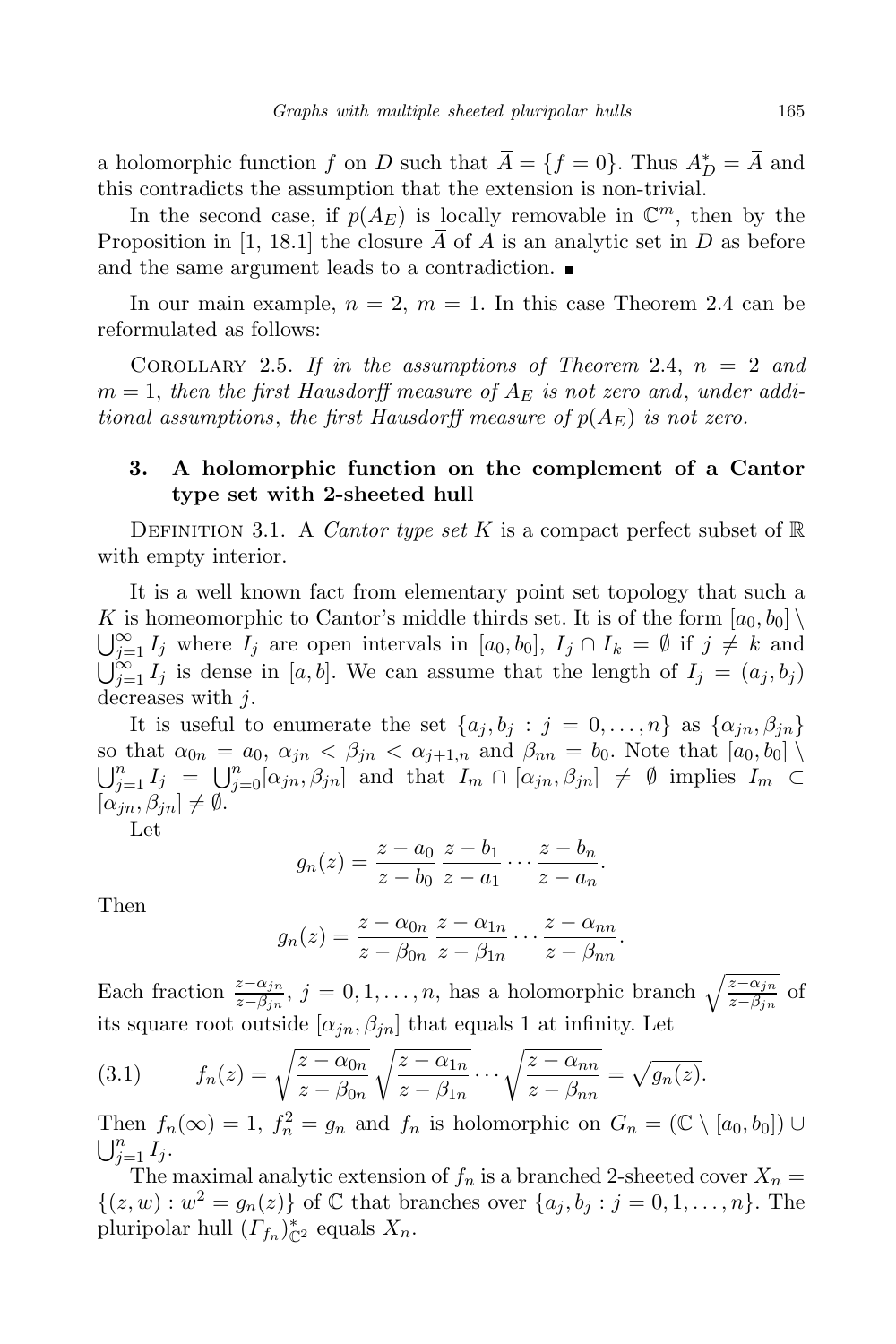a holomorphic function $f$ on $D$ such that $\overline{A} = \{f = 0\}$. Thus $A^*_D = \overline{A}$ and this contradicts the assumption that the extension is non-trivial.

In the second case, if $p(A_E)$ is locally removable in $\mathbb{C}^m$, then by the Proposition in [1, 18.1] the closure $\overline{A}$ of $A$ is an analytic set in $D$ as before and the same argument leads to a contradiction. ∎

In our main example, $n = 2$, $m = 1$. In this case Theorem 2.4 can be reformulated as follows:

Corollary 2.5. *If in the assumptions of Theorem* 2.4, $n = 2$ *and* $m = 1$, *then the first Hausdorff measure of* $A_E$ *is not zero and*, *under additional assumptions*, *the first Hausdorff measure of* $p(A_E)$ *is not zero.*

## 3. A holomorphic function on the complement of a Cantor type set with 2-sheeted hull

Definition 3.1. A *Cantor type set* $K$ is a compact perfect subset of $\mathbb{R}$ with empty interior.

It is a well known fact from elementary point set topology that such a $K$ is homeomorphic to Cantor's middle thirds set. It is of the form $[a_0, b_0] \setminus \bigcup_{j=1}^{\infty} I_j$ where $I_j$ are open intervals in $[a_0, b_0]$, $\bar{I}_j \cap \bar{I}_k = \emptyset$ if $j \neq k$ and $\bigcup_{j=1}^{\infty} I_j$ is dense in $[a, b]$. We can assume that the length of $I_j = (a_j, b_j)$ decreases with $j$.

It is useful to enumerate the set $\{a_j, b_j : j = 0, \ldots, n\}$ as $\{\alpha_{jn}, \beta_{jn}\}$ so that $\alpha_{0n} = a_0$, $\alpha_{jn} < \beta_{jn} < \alpha_{j+1,n}$ and $\beta_{nn} = b_0$. Note that $[a_0, b_0] \setminus \bigcup_{j=1}^{n} I_j = \bigcup_{j=0}^{n} [\alpha_{jn}, \beta_{jn}]$ and that $I_m \cap [\alpha_{jn}, \beta_{jn}] \neq \emptyset$ implies $I_m \subset [\alpha_{jn}, \beta_{jn}] \neq \emptyset$.

Let

$$g_n(z) = \frac{z - a_0}{z - b_0} \, \frac{z - b_1}{z - a_1} \cdots \frac{z - b_n}{z - a_n}.$$

Then

$$g_n(z) = \frac{z - \alpha_{0n}}{z - \beta_{0n}} \, \frac{z - \alpha_{1n}}{z - \beta_{1n}} \cdots \frac{z - \alpha_{nn}}{z - \beta_{nn}}.$$

Each fraction $\frac{z-\alpha_{jn}}{z-\beta_{jn}}$, $j = 0, 1, \ldots, n$, has a holomorphic branch $\sqrt{\frac{z-\alpha_{jn}}{z-\beta_{jn}}}$ of its square root outside $[\alpha_{jn}, \beta_{jn}]$ that equals 1 at infinity. Let

$$f_n(z) = \sqrt{\frac{z - \alpha_{0n}}{z - \beta_{0n}}} \sqrt{\frac{z - \alpha_{1n}}{z - \beta_{1n}}} \cdots \sqrt{\frac{z - \alpha_{nn}}{z - \beta_{nn}}} = \sqrt{g_n(z)}. \tag{3.1}$$

Then $f_n(\infty) = 1$, $f_n^2 = g_n$ and $f_n$ is holomorphic on $G_n = (\mathbb{C} \setminus [a_0, b_0]) \cup \bigcup_{j=1}^{n} I_j$.

The maximal analytic extension of $f_n$ is a branched 2-sheeted cover $X_n = \{(z, w) : w^2 = g_n(z)\}$ of $\mathbb{C}$ that branches over $\{a_j, b_j : j = 0, 1, \ldots, n\}$. The pluripolar hull $(\Gamma_{f_n})^*_{\mathbb{C}^2}$ equals $X_n$.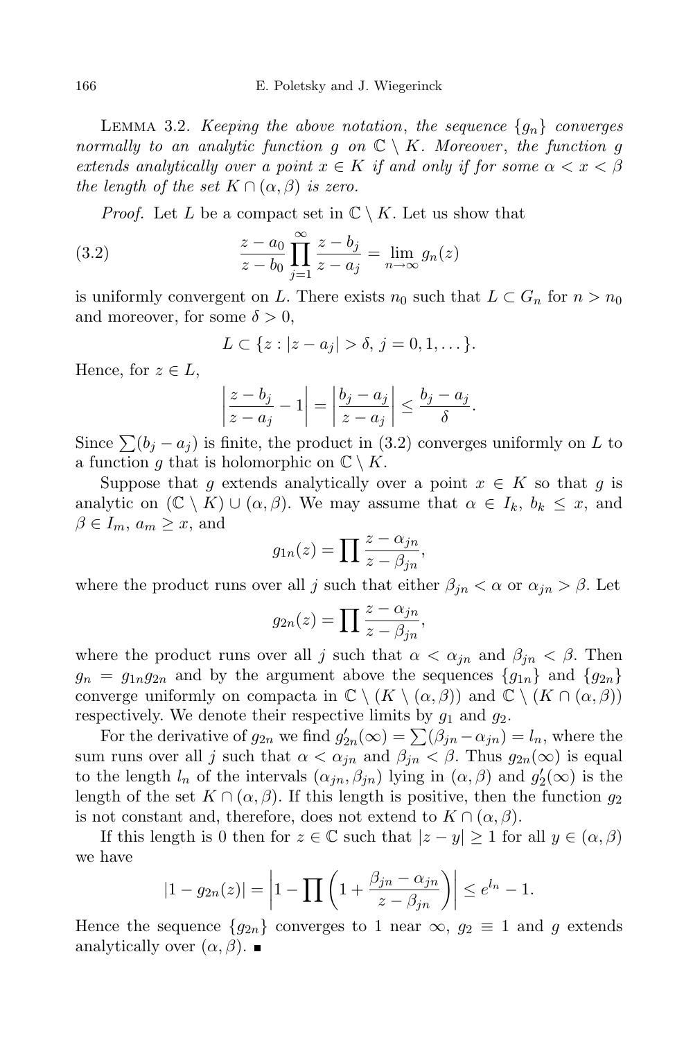Lemma 3.2. *Keeping the above notation, the sequence* $\{g_n\}$ *converges normally to an analytic function* $g$ *on* $\mathbb{C} \setminus K$. *Moreover, the function* $g$ *extends analytically over a point* $x \in K$ *if and only if for some* $\alpha < x < \beta$ *the length of the set* $K \cap (\alpha, \beta)$ *is zero.*

*Proof.* Let $L$ be a compact set in $\mathbb{C} \setminus K$. Let us show that

$$\frac{z-a_0}{z-b_0} \prod_{j=1}^{\infty} \frac{z-b_j}{z-a_j} = \lim_{n\to\infty} g_n(z) \tag{3.2}$$

is uniformly convergent on $L$. There exists $n_0$ such that $L \subset G_n$ for $n > n_0$ and moreover, for some $\delta > 0$,

$$L \subset \{z : |z - a_j| > \delta,\ j = 0, 1, \dots\}.$$

Hence, for $z \in L$,

$$\left|\frac{z-b_j}{z-a_j} - 1\right| = \left|\frac{b_j - a_j}{z-a_j}\right| \le \frac{b_j - a_j}{\delta}.$$

Since $\sum(b_j - a_j)$ is finite, the product in (3.2) converges uniformly on $L$ to a function $g$ that is holomorphic on $\mathbb{C} \setminus K$.

Suppose that $g$ extends analytically over a point $x \in K$ so that $g$ is analytic on $(\mathbb{C} \setminus K) \cup (\alpha, \beta)$. We may assume that $\alpha \in I_k$, $b_k \le x$, and $\beta \in I_m$, $a_m \ge x$, and

$$g_{1n}(z) = \prod \frac{z - \alpha_{jn}}{z - \beta_{jn}},$$

where the product runs over all $j$ such that either $\beta_{jn} < \alpha$ or $\alpha_{jn} > \beta$. Let

$$g_{2n}(z) = \prod \frac{z - \alpha_{jn}}{z - \beta_{jn}},$$

where the product runs over all $j$ such that $\alpha < \alpha_{jn}$ and $\beta_{jn} < \beta$. Then $g_n = g_{1n} g_{2n}$ and by the argument above the sequences $\{g_{1n}\}$ and $\{g_{2n}\}$ converge uniformly on compacta in $\mathbb{C} \setminus (K \setminus (\alpha, \beta))$ and $\mathbb{C} \setminus (K \cap (\alpha, \beta))$ respectively. We denote their respective limits by $g_1$ and $g_2$.

For the derivative of $g_{2n}$ we find $g_{2n}'(\infty) = \sum(\beta_{jn} - \alpha_{jn}) = l_n$, where the sum runs over all $j$ such that $\alpha < \alpha_{jn}$ and $\beta_{jn} < \beta$. Thus $g_{2n}(\infty)$ is equal to the length $l_n$ of the intervals $(\alpha_{jn}, \beta_{jn})$ lying in $(\alpha, \beta)$ and $g_2'(\infty)$ is the length of the set $K \cap (\alpha, \beta)$. If this length is positive, then the function $g_2$ is not constant and, therefore, does not extend to $K \cap (\alpha, \beta)$.

If this length is 0 then for $z \in \mathbb{C}$ such that $|z - y| \ge 1$ for all $y \in (\alpha, \beta)$ we have

$$|1 - g_{2n}(z)| = \left|1 - \prod\left(1 + \frac{\beta_{jn} - \alpha_{jn}}{z - \beta_{jn}}\right)\right| \le e^{l_n} - 1.$$

Hence the sequence $\{g_{2n}\}$ converges to 1 near $\infty$, $g_2 \equiv 1$ and $g$ extends analytically over $(\alpha, \beta)$. ∎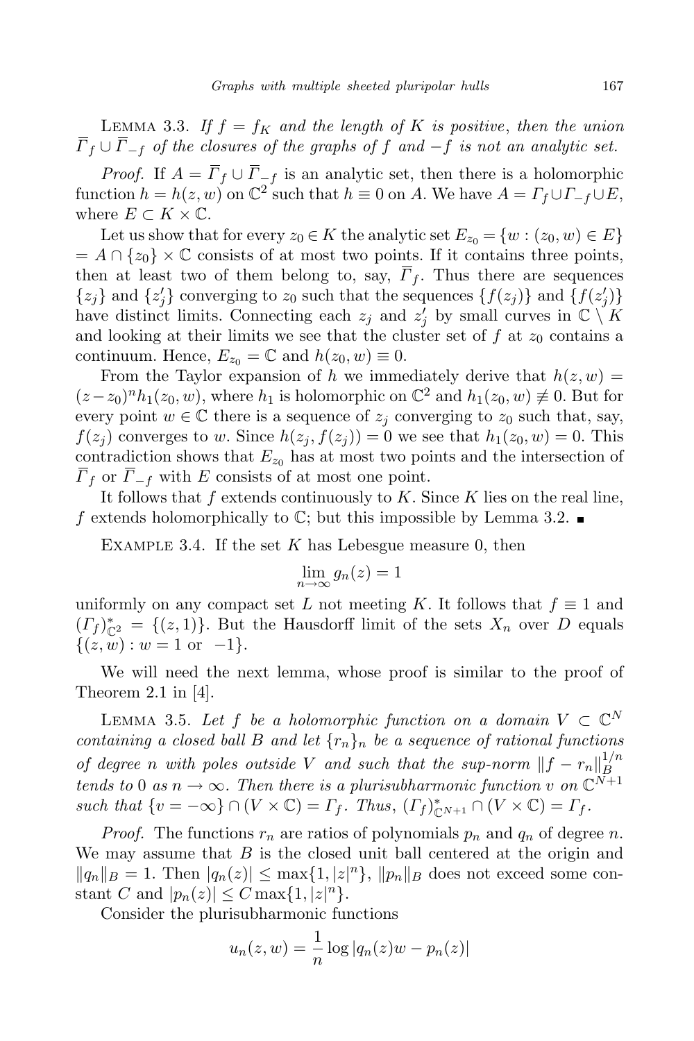Lemma 3.3. *If $f = f_K$ and the length of $K$ is positive, then the union $\overline{\Gamma}_f \cup \overline{\Gamma}_{-f}$ of the closures of the graphs of $f$ and $-f$ is not an analytic set.*

*Proof.* If $A = \overline{\Gamma}_f \cup \overline{\Gamma}_{-f}$ is an analytic set, then there is a holomorphic function $h = h(z,w)$ on $\mathbb{C}^2$ such that $h \equiv 0$ on $A$. We have $A = \Gamma_f \cup \Gamma_{-f} \cup E$, where $E \subset K \times \mathbb{C}$.

Let us show that for every $z_0 \in K$ the analytic set $E_{z_0} = \{w : (z_0, w) \in E\} = A \cap \{z_0\} \times \mathbb{C}$ consists of at most two points. If it contains three points, then at least two of them belong to, say, $\overline{\Gamma}_f$. Thus there are sequences $\{z_j\}$ and $\{z'_j\}$ converging to $z_0$ such that the sequences $\{f(z_j)\}$ and $\{f(z'_j)\}$ have distinct limits. Connecting each $z_j$ and $z'_j$ by small curves in $\mathbb{C} \setminus K$ and looking at their limits we see that the cluster set of $f$ at $z_0$ contains a continuum. Hence, $E_{z_0} = \mathbb{C}$ and $h(z_0, w) \equiv 0$.

From the Taylor expansion of $h$ we immediately derive that $h(z,w) = (z - z_0)^n h_1(z_0, w)$, where $h_1$ is holomorphic on $\mathbb{C}^2$ and $h_1(z_0, w) \not\equiv 0$. But for every point $w \in \mathbb{C}$ there is a sequence of $z_j$ converging to $z_0$ such that, say, $f(z_j)$ converges to $w$. Since $h(z_j, f(z_j)) = 0$ we see that $h_1(z_0, w) = 0$. This contradiction shows that $E_{z_0}$ has at most two points and the intersection of $\overline{\Gamma}_f$ or $\overline{\Gamma}_{-f}$ with $E$ consists of at most one point.

It follows that $f$ extends continuously to $K$. Since $K$ lies on the real line, $f$ extends holomorphically to $\mathbb{C}$; but this impossible by Lemma 3.2. ∎

Example 3.4. If the set $K$ has Lebesgue measure 0, then

$$\lim_{n \to \infty} g_n(z) = 1$$

uniformly on any compact set $L$ not meeting $K$. It follows that $f \equiv 1$ and $(\Gamma_f)^*_{\mathbb{C}^2} = \{(z,1)\}$. But the Hausdorff limit of the sets $X_n$ over $D$ equals $\{(z,w) : w = 1 \text{ or } -1\}$.

We will need the next lemma, whose proof is similar to the proof of Theorem 2.1 in [4].

Lemma 3.5. *Let $f$ be a holomorphic function on a domain $V \subset \mathbb{C}^N$ containing a closed ball $B$ and let $\{r_n\}_n$ be a sequence of rational functions of degree $n$ with poles outside $V$ and such that the sup-norm $\|f - r_n\|_B^{1/n}$ tends to $0$ as $n \to \infty$. Then there is a plurisubharmonic function $v$ on $\mathbb{C}^{N+1}$ such that $\{v = -\infty\} \cap (V \times \mathbb{C}) = \Gamma_f$. Thus, $(\Gamma_f)^*_{\mathbb{C}^{N+1}} \cap (V \times \mathbb{C}) = \Gamma_f$.*

*Proof.* The functions $r_n$ are ratios of polynomials $p_n$ and $q_n$ of degree $n$. We may assume that $B$ is the closed unit ball centered at the origin and $\|q_n\|_B = 1$. Then $|q_n(z)| \le \max\{1, |z|^n\}$, $\|p_n\|_B$ does not exceed some constant $C$ and $|p_n(z)| \le C \max\{1, |z|^n\}$.

Consider the plurisubharmonic functions

$$u_n(z,w) = \frac{1}{n} \log |q_n(z) w - p_n(z)|$$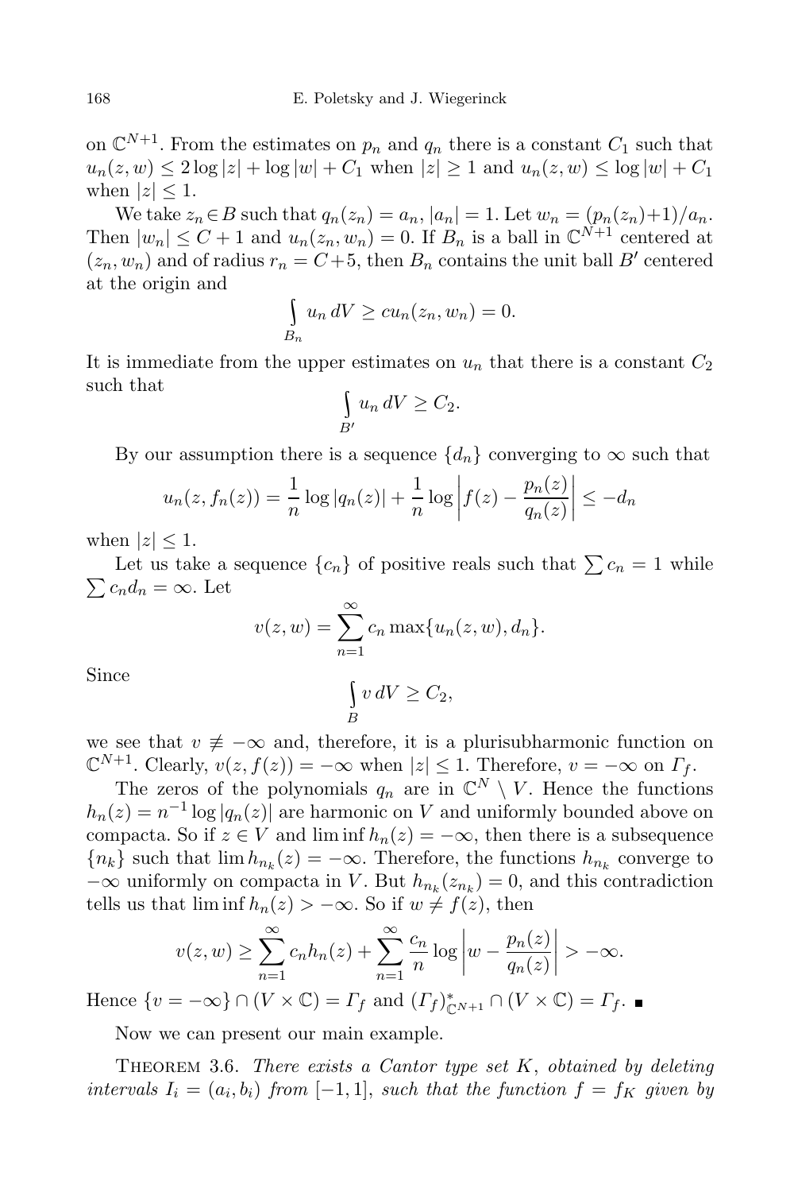on $\mathbb{C}^{N+1}$. From the estimates on $p_n$ and $q_n$ there is a constant $C_1$ such that $u_n(z,w) \le 2\log|z| + \log|w| + C_1$ when $|z| \ge 1$ and $u_n(z,w) \le \log|w| + C_1$ when $|z| \le 1$.

We take $z_n \in B$ such that $q_n(z_n) = a_n$, $|a_n| = 1$. Let $w_n = (p_n(z_n)+1)/a_n$. Then $|w_n| \le C+1$ and $u_n(z_n,w_n) = 0$. If $B_n$ is a ball in $\mathbb{C}^{N+1}$ centered at $(z_n,w_n)$ and of radius $r_n = C+5$, then $B_n$ contains the unit ball $B'$ centered at the origin and

$$\int\limits_{B_n} u_n\,dV \ge c u_n(z_n,w_n) = 0.$$

It is immediate from the upper estimates on $u_n$ that there is a constant $C_2$ such that

$$\int\limits_{B'} u_n\,dV \ge C_2.$$

By our assumption there is a sequence $\{d_n\}$ converging to $\infty$ such that

$$u_n(z,f_n(z)) = \frac{1}{n}\log|q_n(z)| + \frac{1}{n}\log\left|f(z) - \frac{p_n(z)}{q_n(z)}\right| \le -d_n$$

when $|z| \le 1$.

Let us take a sequence $\{c_n\}$ of positive reals such that $\sum c_n = 1$ while $\sum c_n d_n = \infty$. Let

$$v(z,w) = \sum_{n=1}^{\infty} c_n \max\{u_n(z,w), d_n\}.$$

Since

$$\int\limits_{B} v\,dV \ge C_2,$$

we see that $v \not\equiv -\infty$ and, therefore, it is a plurisubharmonic function on $\mathbb{C}^{N+1}$. Clearly, $v(z,f(z)) = -\infty$ when $|z| \le 1$. Therefore, $v = -\infty$ on $\Gamma_f$.

The zeros of the polynomials $q_n$ are in $\mathbb{C}^N \setminus V$. Hence the functions $h_n(z) = n^{-1}\log|q_n(z)|$ are harmonic on $V$ and uniformly bounded above on compacta. So if $z \in V$ and $\liminf h_n(z) = -\infty$, then there is a subsequence $\{n_k\}$ such that $\lim h_{n_k}(z) = -\infty$. Therefore, the functions $h_{n_k}$ converge to $-\infty$ uniformly on compacta in $V$. But $h_{n_k}(z_{n_k}) = 0$, and this contradiction tells us that $\liminf h_n(z) > -\infty$. So if $w \ne f(z)$, then

$$v(z,w) \ge \sum_{n=1}^{\infty} c_n h_n(z) + \sum_{n=1}^{\infty} \frac{c_n}{n}\log\left|w - \frac{p_n(z)}{q_n(z)}\right| > -\infty.$$

Hence $\{v = -\infty\} \cap (V \times \mathbb{C}) = \Gamma_f$ and $(\Gamma_f)^*_{\mathbb{C}^{N+1}} \cap (V \times \mathbb{C}) = \Gamma_f$. ∎

Now we can present our main example.

THEOREM 3.6. *There exists a Cantor type set $K$, obtained by deleting intervals $I_i = (a_i,b_i)$ from $[-1,1]$, such that the function $f = f_K$ given by*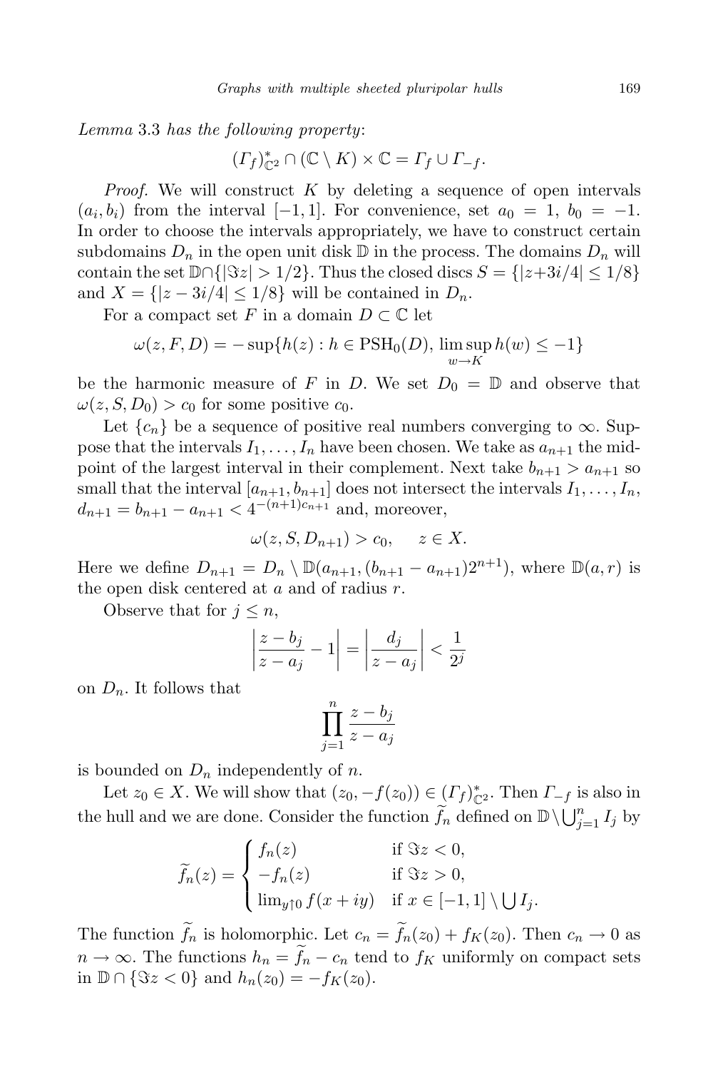*Lemma* 3.3 *has the following property*:

$$(\Gamma_f)^*_{\mathbb{C}^2} \cap (\mathbb{C} \setminus K) \times \mathbb{C} = \Gamma_f \cup \Gamma_{-f}.$$

*Proof.* We will construct $K$ by deleting a sequence of open intervals $(a_i, b_i)$ from the interval $[-1, 1]$. For convenience, set $a_0 = 1$, $b_0 = -1$. In order to choose the intervals appropriately, we have to construct certain subdomains $D_n$ in the open unit disk $\mathbb{D}$ in the process. The domains $D_n$ will contain the set $\mathbb{D} \cap \{|\Im z| > 1/2\}$. Thus the closed discs $S = \{|z + 3i/4| \le 1/8\}$ and $X = \{|z - 3i/4| \le 1/8\}$ will be contained in $D_n$.

For a compact set $F$ in a domain $D \subset \mathbb{C}$ let

$$\omega(z, F, D) = -\sup\{h(z) : h \in \mathrm{PSH}_0(D), \limsup_{w \to K} h(w) \le -1\}$$

be the harmonic measure of $F$ in $D$. We set $D_0 = \mathbb{D}$ and observe that $\omega(z, S, D_0) > c_0$ for some positive $c_0$.

Let $\{c_n\}$ be a sequence of positive real numbers converging to $\infty$. Suppose that the intervals $I_1, \ldots, I_n$ have been chosen. We take as $a_{n+1}$ the midpoint of the largest interval in their complement. Next take $b_{n+1} > a_{n+1}$ so small that the interval $[a_{n+1}, b_{n+1}]$ does not intersect the intervals $I_1, \ldots, I_n$, $d_{n+1} = b_{n+1} - a_{n+1} < 4^{-(n+1)c_{n+1}}$ and, moreover,

$$\omega(z, S, D_{n+1}) > c_0, \quad z \in X.$$

Here we define $D_{n+1} = D_n \setminus \mathbb{D}(a_{n+1}, (b_{n+1} - a_{n+1})2^{n+1})$, where $\mathbb{D}(a, r)$ is the open disk centered at $a$ and of radius $r$.

Observe that for $j \le n$,

$$\left| \frac{z - b_j}{z - a_j} - 1 \right| = \left| \frac{d_j}{z - a_j} \right| < \frac{1}{2^j}$$

on $D_n$. It follows that

$$\prod_{j=1}^{n} \frac{z - b_j}{z - a_j}$$

is bounded on $D_n$ independently of $n$.

Let $z_0 \in X$. We will show that $(z_0, -f(z_0)) \in (\Gamma_f)^*_{\mathbb{C}^2}$. Then $\Gamma_{-f}$ is also in the hull and we are done. Consider the function $\widetilde{f}_n$ defined on $\mathbb{D} \setminus \bigcup_{j=1}^{n} I_j$ by

$$\widetilde{f}_n(z) = \begin{cases} f_n(z) & \text{if } \Im z < 0, \\ -f_n(z) & \text{if } \Im z > 0, \\ \lim_{y \uparrow 0} f(x + iy) & \text{if } x \in [-1, 1] \setminus \bigcup I_j. \end{cases}$$

The function $\widetilde{f}_n$ is holomorphic. Let $c_n = \widetilde{f}_n(z_0) + f_K(z_0)$. Then $c_n \to 0$ as $n \to \infty$. The functions $h_n = \widetilde{f}_n - c_n$ tend to $f_K$ uniformly on compact sets in $\mathbb{D} \cap \{\Im z < 0\}$ and $h_n(z_0) = -f_K(z_0)$.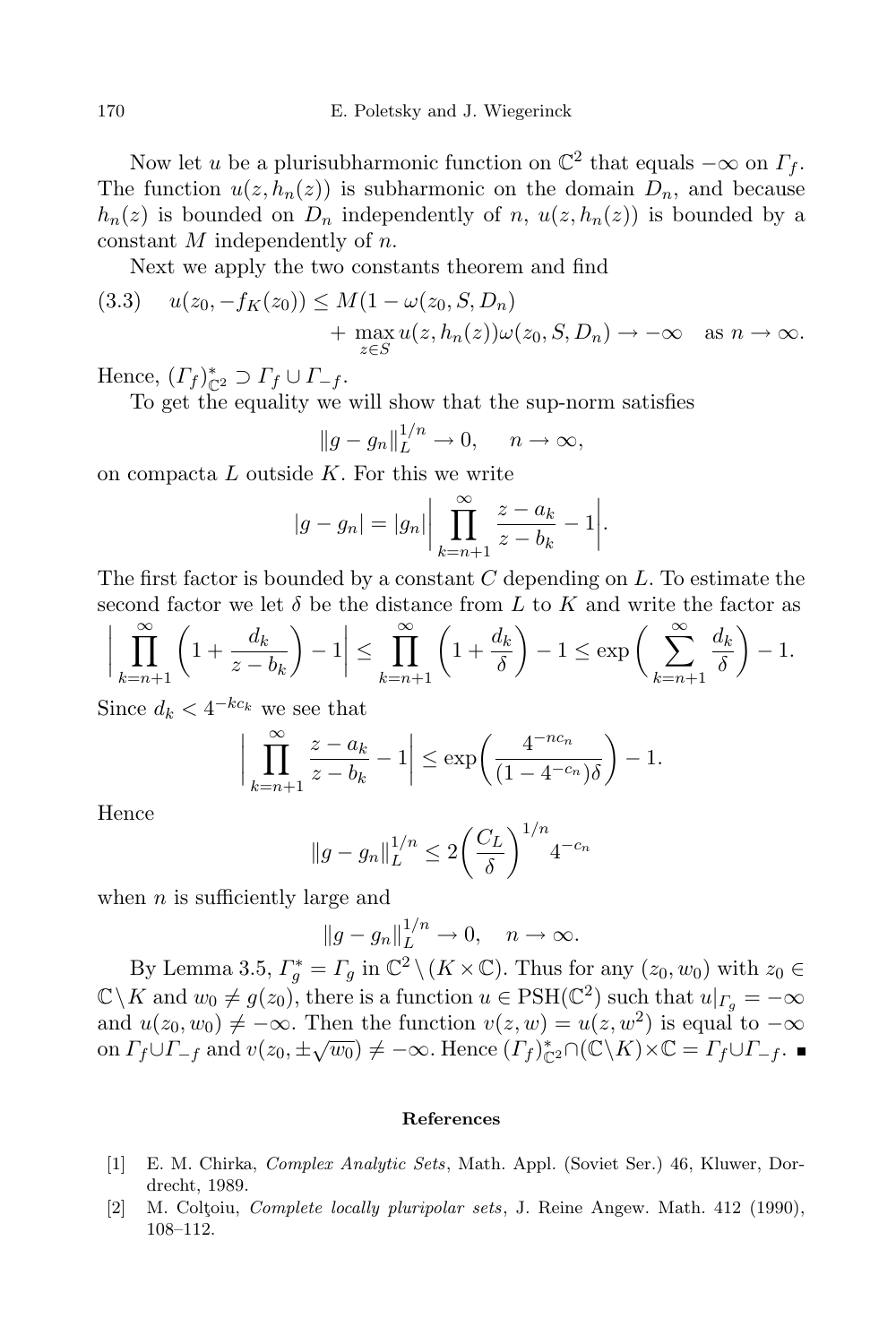Now let $u$ be a plurisubharmonic function on $\mathbb{C}^2$ that equals $-\infty$ on $\Gamma_f$. The function $u(z, h_n(z))$ is subharmonic on the domain $D_n$, and because $h_n(z)$ is bounded on $D_n$ independently of $n$, $u(z, h_n(z))$ is bounded by a constant $M$ independently of $n$.

Next we apply the two constants theorem and find

$$
\begin{aligned}
(3.3)\quad u(z_0, -f_K(z_0)) \le M(1 - \omega(z_0, S, D_n)) \\
+ \max_{z\in S} u(z, h_n(z))\omega(z_0, S, D_n) \to -\infty \quad \text{as } n \to \infty.
\end{aligned}
$$

Hence, $(\Gamma_f)^*_{\mathbb{C}^2} \supset \Gamma_f \cup \Gamma_{-f}$.

To get the equality we will show that the sup-norm satisfies

$$
\|g - g_n\|_L^{1/n} \to 0, \qquad n \to \infty,
$$

on compacta $L$ outside $K$. For this we write

$$
|g - g_n| = |g_n| \bigg| \prod_{k=n+1}^{\infty} \frac{z - a_k}{z - b_k} - 1 \bigg|.
$$

The first factor is bounded by a constant $C$ depending on $L$. To estimate the second factor we let $\delta$ be the distance from $L$ to $K$ and write the factor as

$$
\bigg| \prod_{k=n+1}^{\infty} \bigg(1 + \frac{d_k}{z - b_k}\bigg) - 1 \bigg| \le \prod_{k=n+1}^{\infty} \bigg(1 + \frac{d_k}{\delta}\bigg) - 1 \le \exp\bigg(\sum_{k=n+1}^{\infty} \frac{d_k}{\delta}\bigg) - 1.
$$

Since $d_k < 4^{-kc_k}$ we see that

$$
\bigg| \prod_{k=n+1}^{\infty} \frac{z - a_k}{z - b_k} - 1 \bigg| \le \exp\bigg(\frac{4^{-nc_n}}{(1 - 4^{-c_n})\delta}\bigg) - 1.
$$

Hence

$$
\|g - g_n\|_L^{1/n} \le 2\bigg(\frac{C_L}{\delta}\bigg)^{1/n} 4^{-c_n}
$$

when $n$ is sufficiently large and

$$
\|g - g_n\|_L^{1/n} \to 0, \quad n \to \infty.
$$

By Lemma 3.5, $\Gamma_g^* = \Gamma_g$ in $\mathbb{C}^2 \setminus (K \times \mathbb{C})$. Thus for any $(z_0, w_0)$ with $z_0 \in \mathbb{C} \setminus K$ and $w_0 \ne g(z_0)$, there is a function $u \in \mathrm{PSH}(\mathbb{C}^2)$ such that $u|_{\Gamma_g} = -\infty$ and $u(z_0, w_0) \ne -\infty$. Then the function $v(z, w) = u(z, w^2)$ is equal to $-\infty$ on $\Gamma_f \cup \Gamma_{-f}$ and $v(z_0, \pm\sqrt{w_0}) \ne -\infty$. Hence $(\Gamma_f)^*_{\mathbb{C}^2} \cap (\mathbb{C} \setminus K) \times \mathbb{C} = \Gamma_f \cup \Gamma_{-f}$. ∎

## References

[1] E. M. Chirka, *Complex Analytic Sets*, Math. Appl. (Soviet Ser.) 46, Kluwer, Dordrecht, 1989.

[2] M. Colţoiu, *Complete locally pluripolar sets*, J. Reine Angew. Math. 412 (1990), 108–112.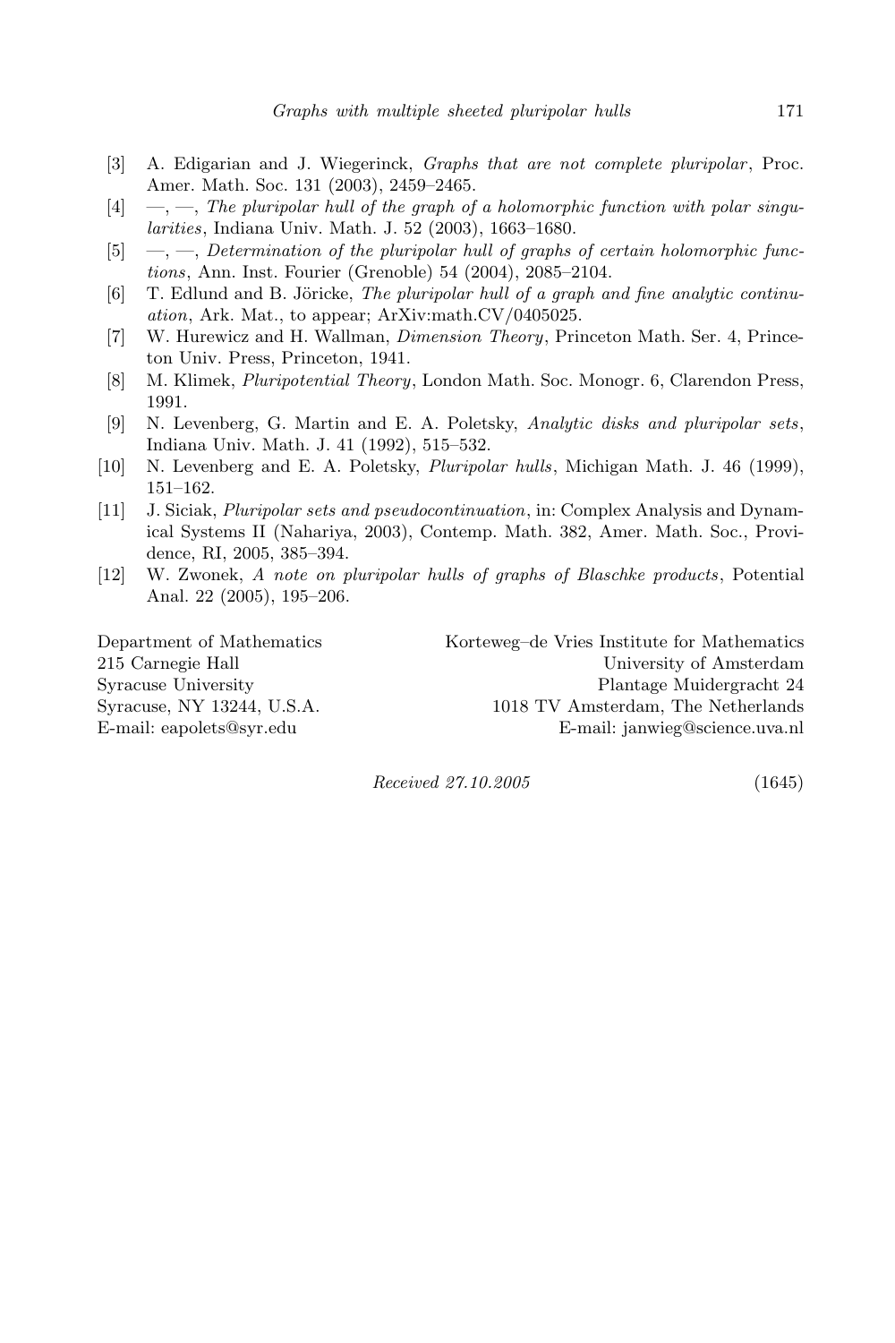[3] A. Edigarian and J. Wiegerinck, *Graphs that are not complete pluripolar*, Proc. Amer. Math. Soc. 131 (2003), 2459–2465.

[4] —, —, *The pluripolar hull of the graph of a holomorphic function with polar singularities*, Indiana Univ. Math. J. 52 (2003), 1663–1680.

[5] —, —, *Determination of the pluripolar hull of graphs of certain holomorphic functions*, Ann. Inst. Fourier (Grenoble) 54 (2004), 2085–2104.

[6] T. Edlund and B. Jöricke, *The pluripolar hull of a graph and fine analytic continuation*, Ark. Mat., to appear; ArXiv:math.CV/0405025.

[7] W. Hurewicz and H. Wallman, *Dimension Theory*, Princeton Math. Ser. 4, Princeton Univ. Press, Princeton, 1941.

[8] M. Klimek, *Pluripotential Theory*, London Math. Soc. Monogr. 6, Clarendon Press, 1991.

[9] N. Levenberg, G. Martin and E. A. Poletsky, *Analytic disks and pluripolar sets*, Indiana Univ. Math. J. 41 (1992), 515–532.

[10] N. Levenberg and E. A. Poletsky, *Pluripolar hulls*, Michigan Math. J. 46 (1999), 151–162.

[11] J. Siciak, *Pluripolar sets and pseudocontinuation*, in: Complex Analysis and Dynamical Systems II (Nahariya, 2003), Contemp. Math. 382, Amer. Math. Soc., Providence, RI, 2005, 385–394.

[12] W. Zwonek, *A note on pluripolar hulls of graphs of Blaschke products*, Potential Anal. 22 (2005), 195–206.

Department of Mathematics
215 Carnegie Hall
Syracuse University
Syracuse, NY 13244, U.S.A.
E-mail: eapolets@syr.edu

Korteweg–de Vries Institute for Mathematics
University of Amsterdam
Plantage Muidergracht 24
1018 TV Amsterdam, The Netherlands
E-mail: janwieg@science.uva.nl

*Received 27.10.2005* (1645)